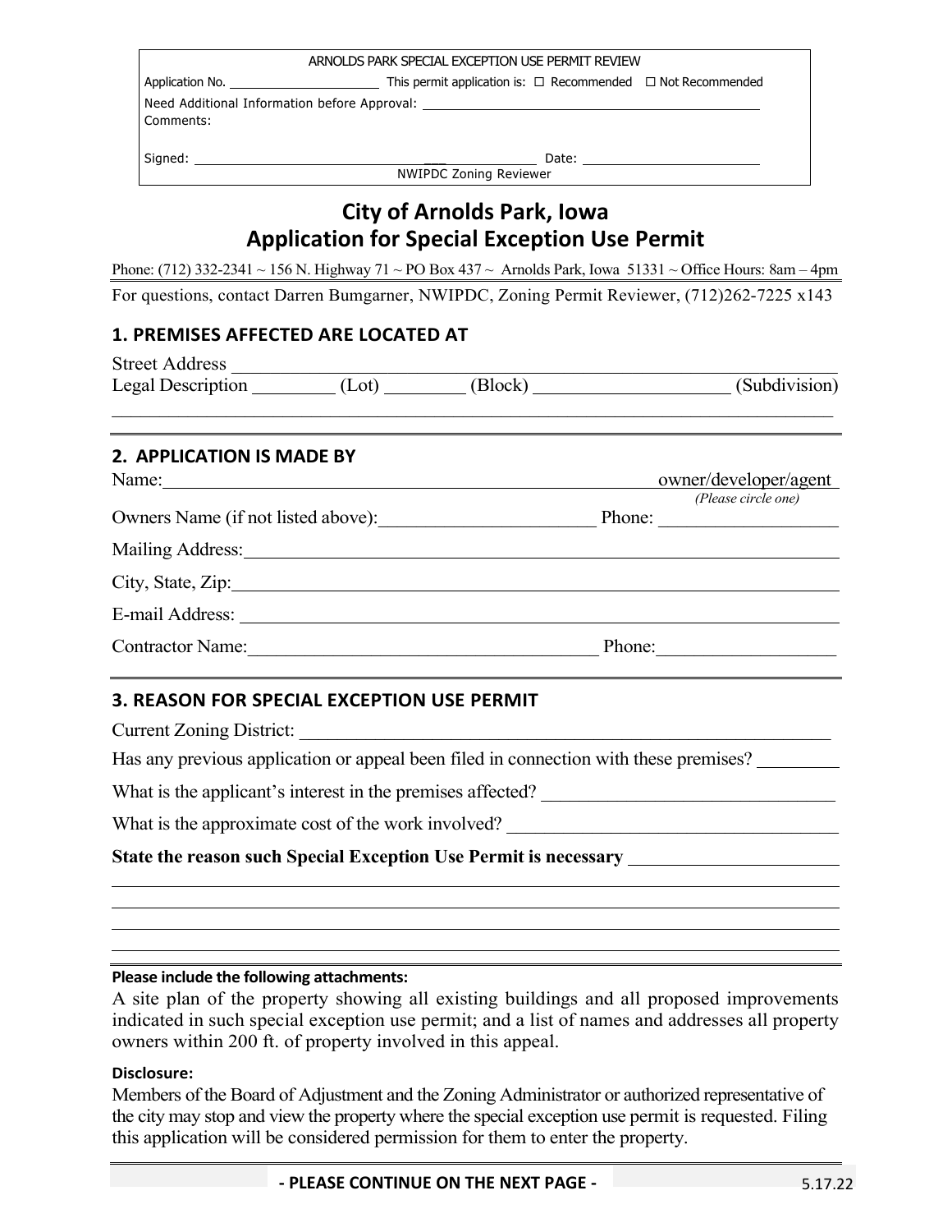ARNOLDS PARK SPECIAL EXCEPTION USE PERMIT REVIEW

Application No. ____________________ This permit application is: ☐ Recommended ☐ Not Recommended

Need Additional Information before Approval: ____________________________________________

Comments:

Signed: ________________________________________ Date: ______________________

NWIPDC Zoning Reviewer

# City of Arnolds Park, Iowa
# Application for Special Exception Use Permit

Phone: (712) 332-2341 ~ 156 N. Highway 71 ~ PO Box 437 ~ Arnolds Park, Iowa 51331 ~ Office Hours: 8am – 4pm

For questions, contact Darren Bumgarner, NWIPDC, Zoning Permit Reviewer, (712)262-7225 x143

## 1. PREMISES AFFECTED ARE LOCATED AT

Street Address ____________________________________________________________

Legal Description _________ (Lot) ________ (Block) ____________________ (Subdivision)

______________________________________________________________________________

## 2. APPLICATION IS MADE BY

Name: ______________________________________________________ owner/developer/agent

*(Please circle one)*

Owners Name (if not listed above): ______________________ Phone: __________________

Mailing Address: __________________________________________________________

City, State, Zip: __________________________________________________________

E-mail Address: __________________________________________________________

Contractor Name: ____________________________________ Phone: __________________

## 3. REASON FOR SPECIAL EXCEPTION USE PERMIT

Current Zoning District: ____________________________________________________

Has any previous application or appeal been filed in connection with these premises? ________

What is the applicant's interest in the premises affected? ______________________________

What is the approximate cost of the work involved? ___________________________________

**State the reason such Special Exception Use Permit is necessary** _____________________

______________________________________________________________________________

______________________________________________________________________________

______________________________________________________________________________

______________________________________________________________________________

**Please include the following attachments:**

A site plan of the property showing all existing buildings and all proposed improvements indicated in such special exception use permit; and a list of names and addresses all property owners within 200 ft. of property involved in this appeal.

**Disclosure:**

Members of the Board of Adjustment and the Zoning Administrator or authorized representative of the city may stop and view the property where the special exception use permit is requested. Filing this application will be considered permission for them to enter the property.

**- PLEASE CONTINUE ON THE NEXT PAGE -**

5.17.22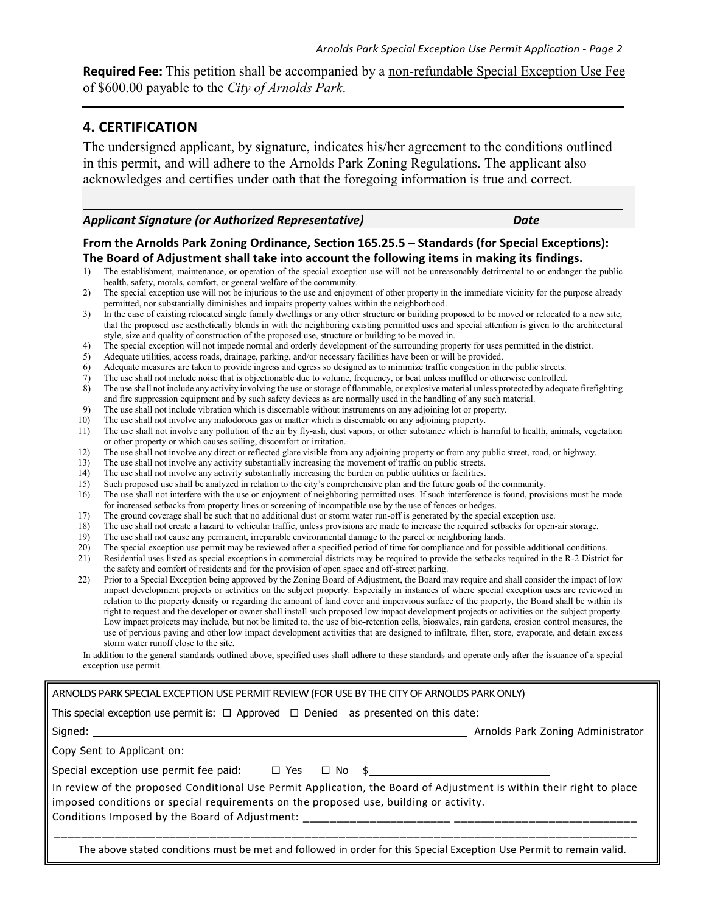**Required Fee:** This petition shall be accompanied by a non-refundable Special Exception Use Fee of $600.00 payable to the *City of Arnolds Park*.

## 4. CERTIFICATION

The undersigned applicant, by signature, indicates his/her agreement to the conditions outlined in this permit, and will adhere to the Arnolds Park Zoning Regulations. The applicant also acknowledges and certifies under oath that the foregoing information is true and correct.

_______________________________________________________________

***Applicant Signature (or Authorized Representative)*** ***Date***

**From the Arnolds Park Zoning Ordinance, Section 165.25.5 – Standards (for Special Exceptions): The Board of Adjustment shall take into account the following items in making its findings.**

1) The establishment, maintenance, or operation of the special exception use will not be unreasonably detrimental to or endanger the public health, safety, morals, comfort, or general welfare of the community.
2) The special exception use will not be injurious to the use and enjoyment of other property in the immediate vicinity for the purpose already permitted, nor substantially diminishes and impairs property values within the neighborhood.
3) In the case of existing relocated single family dwellings or any other structure or building proposed to be moved or relocated to a new site, that the proposed use aesthetically blends in with the neighboring existing permitted uses and special attention is given to the architectural style, size and quality of construction of the proposed use, structure or building to be moved in.
4) The special exception will not impede normal and orderly development of the surrounding property for uses permitted in the district.
5) Adequate utilities, access roads, drainage, parking, and/or necessary facilities have been or will be provided.
6) Adequate measures are taken to provide ingress and egress so designed as to minimize traffic congestion in the public streets.
7) The use shall not include noise that is objectionable due to volume, frequency, or beat unless muffled or otherwise controlled.
8) The use shall not include any activity involving the use or storage of flammable, or explosive material unless protected by adequate firefighting and fire suppression equipment and by such safety devices as are normally used in the handling of any such material.
9) The use shall not include vibration which is discernable without instruments on any adjoining lot or property.
10) The use shall not involve any malodorous gas or matter which is discernable on any adjoining property.
11) The use shall not involve any pollution of the air by fly-ash, dust vapors, or other substance which is harmful to health, animals, vegetation or other property or which causes soiling, discomfort or irritation.
12) The use shall not involve any direct or reflected glare visible from any adjoining property or from any public street, road, or highway.
13) The use shall not involve any activity substantially increasing the movement of traffic on public streets.
14) The use shall not involve any activity substantially increasing the burden on public utilities or facilities.
15) Such proposed use shall be analyzed in relation to the city's comprehensive plan and the future goals of the community.
16) The use shall not interfere with the use or enjoyment of neighboring permitted uses. If such interference is found, provisions must be made for increased setbacks from property lines or screening of incompatible use by the use of fences or hedges.
17) The ground coverage shall be such that no additional dust or storm water run-off is generated by the special exception use.
18) The use shall not create a hazard to vehicular traffic, unless provisions are made to increase the required setbacks for open-air storage.
19) The use shall not cause any permanent, irreparable environmental damage to the parcel or neighboring lands.
20) The special exception use permit may be reviewed after a specified period of time for compliance and for possible additional conditions.
21) Residential uses listed as special exceptions in commercial districts may be required to provide the setbacks required in the R-2 District for the safety and comfort of residents and for the provision of open space and off-street parking.
22) Prior to a Special Exception being approved by the Zoning Board of Adjustment, the Board may require and shall consider the impact of low impact development projects or activities on the subject property. Especially in instances of where special exception uses are reviewed in relation to the property density or regarding the amount of land cover and impervious surface of the property, the Board shall be within its right to request and the developer or owner shall install such proposed low impact development projects or activities on the subject property. Low impact projects may include, but not be limited to, the use of bio-retention cells, bioswales, rain gardens, erosion control measures, the use of pervious paving and other low impact development activities that are designed to infiltrate, filter, store, evaporate, and detain excess storm water runoff close to the site.

In addition to the general standards outlined above, specified uses shall adhere to these standards and operate only after the issuance of a special exception use permit.

---

ARNOLDS PARK SPECIAL EXCEPTION USE PERMIT REVIEW (FOR USE BY THE CITY OF ARNOLDS PARK ONLY)

This special exception use permit is: ☐ Approved ☐ Denied as presented on this date: ______________________

Signed: ____________________________________________ Arnolds Park Zoning Administrator

Copy Sent to Applicant on: ____________________________________

Special exception use permit fee paid: ☐ Yes ☐ No $__________________________

In review of the proposed Conditional Use Permit Application, the Board of Adjustment is within their right to place imposed conditions or special requirements on the proposed use, building or activity.

Conditions Imposed by the Board of Adjustment: ______________________ ____________________________

_____________________________________________________________________________________________

The above stated conditions must be met and followed in order for this Special Exception Use Permit to remain valid.